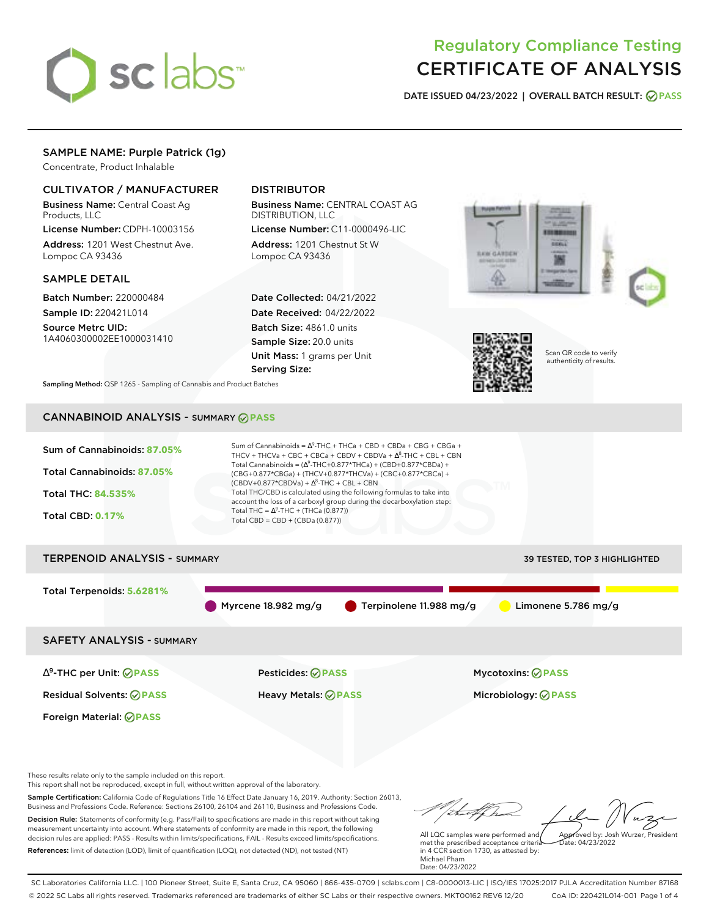# Regulatory Compliance Testing CERTIFICATE OF ANALYSIS

**DATE ISSUED 04/23/2022 | OVERALL BATCH RESULT: PASS**

## SAMPLE NAME: Purple Patrick (1g)

Concentrate, Product Inhalable

### CULTIVATOR / MANUFACTURER

**Business Name:** Central Coast Ag Products, LLC

**License Number:** CDPH-10003156

**Address:** 1201 West Chestnut Ave. Lompoc CA 93436

### DISTRIBUTOR

**Business Name:** CENTRAL COAST AG DISTRIBUTION, LLC

**License Number:** C11-0000496-LIC

**Address:** 1201 Chestnut St W Lompoc CA 93436

### SAMPLE DETAIL

**Batch Number:** 220000484

**Sample ID:** 220421L014

**Source Metrc UID:** 1A4060300002EE1000031410

**Date Collected:** 04/21/2022

**Date Received:** 04/22/2022

**Batch Size:** 4861.0 units

**Sample Size:** 20.0 units

**Unit Mass:** 1 grams per Unit

**Serving Size:**

**Sampling Method:** QSP 1265 - Sampling of Cannabis and Product Batches

Scan QR code to verify authenticity of results.

## CANNABINOID ANALYSIS - SUMMARY PASS

**Sum of Cannabinoids: 87.05%**

**Total Cannabinoids: 87.05%**

**Total THC: 84.535%**

**Total CBD: 0.17%**

Sum of Cannabinoids = $\Delta^9$-THC + THCa + CBD + CBDa + CBG + CBGa + THCV + THCVa + CBC + CBCa + CBDV + CBDVa + $\Delta^8$-THC + CBL + CBN

Total Cannabinoids = ($\Delta^9$-THC+0.877\*THCa) + (CBD+0.877\*CBDa) + (CBG+0.877\*CBGa) + (THCV+0.877\*THCVa) + (CBC+0.877\*CBCa) + (CBDV+0.877\*CBDVa) + $\Delta^8$-THC + CBL + CBN

Total THC/CBD is calculated using the following formulas to take into account the loss of a carboxyl group during the decarboxylation step:

Total THC = $\Delta^9$-THC + (THCa (0.877))

Total CBD = CBD + (CBDa (0.877))

## TERPENOID ANALYSIS - SUMMARY

39 TESTED, TOP 3 HIGHLIGHTED

**Total Terpenoids: 5.6281%**

Myrcene 18.982 mg/g | Terpinolene 11.988 mg/g | Limonene 5.786 mg/g

## SAFETY ANALYSIS - SUMMARY

| | | |
|---|---|---|
| $\Delta^9$-THC per Unit: PASS | Pesticides: PASS | Mycotoxins: PASS |
| Residual Solvents: PASS | Heavy Metals: PASS | Microbiology: PASS |
| Foreign Material: PASS | | |

These results relate only to the sample included on this report.
This report shall not be reproduced, except in full, without written approval of the laboratory.

**Sample Certification:** California Code of Regulations Title 16 Effect Date January 16, 2019. Authority: Section 26013, Business and Professions Code. Reference: Sections 26100, 26104 and 26110, Business and Professions Code.

**Decision Rule:** Statements of conformity (e.g. Pass/Fail) to specifications are made in this report without taking measurement uncertainty into account. Where statements of conformity are made in this report, the following decision rules are applied: PASS - Results within limits/specifications, FAIL - Results exceed limits/specifications.

**References:** limit of detection (LOD), limit of quantification (LOQ), not detected (ND), not tested (NT)

All LQC samples were performed and met the prescribed acceptance criteria in 4 CCR section 1730, as attested by: Michael Pham
Date: 04/23/2022

Approved by: Josh Wurzer, President
Date: 04/23/2022

SC Laboratories California LLC. | 100 Pioneer Street, Suite E, Santa Cruz, CA 95060 | 866-435-0709 | sclabs.com | C8-0000013-LIC | ISO/IES 17025:2017 PJLA Accreditation Number 87168
© 2022 SC Labs all rights reserved. Trademarks referenced are trademarks of either SC Labs or their respective owners. MKT00162 REV6 12/20 CoA ID: 220421L014-001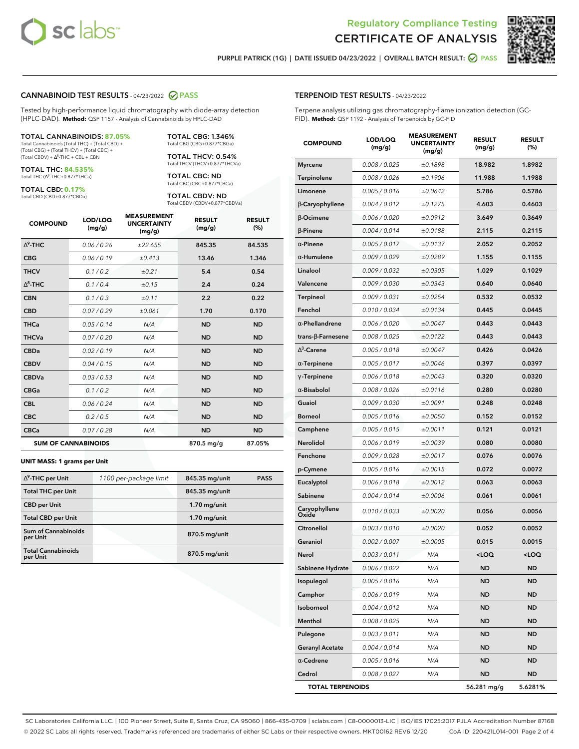# Regulatory Compliance Testing
# CERTIFICATE OF ANALYSIS

PURPLE PATRICK (1G) | DATE ISSUED 04/23/2022 | OVERALL BATCH RESULT: PASS

## CANNABINOID TEST RESULTS - 04/23/2022 PASS

Tested by high-performance liquid chromatography with diode-array detection (HPLC-DAD). **Method:** QSP 1157 - Analysis of Cannabinoids by HPLC-DAD

**TOTAL CANNABINOIDS: 87.05%**
Total Cannabinoids (Total THC) + (Total CBD) + (Total CBG) + (Total THCV) + (Total CBC) + (Total CBDV) + Δ8-THC + CBL + CBN

**TOTAL THC: 84.535%**
Total THC (Δ9-THC+0.877*THCa)

**TOTAL CBD: 0.17%**
Total CBD (CBD+0.877*CBDa)

**TOTAL CBG: 1.346%**
Total CBG (CBG+0.877*CBGa)

**TOTAL THCV: 0.54%**
Total THCV (THCV+0.877*THCVa)

**TOTAL CBC: ND**
Total CBC (CBC+0.877*CBCa)

**TOTAL CBDV: ND**
Total CBDV (CBDV+0.877*CBDVa)

| COMPOUND | LOD/LOQ (mg/g) | MEASUREMENT UNCERTAINTY (mg/g) | RESULT (mg/g) | RESULT (%) |
|---|---|---|---|---|
| Δ9-THC | 0.06 / 0.26 | ±22.655 | 845.35 | 84.535 |
| CBG | 0.06 / 0.19 | ±0.413 | 13.46 | 1.346 |
| THCV | 0.1 / 0.2 | ±0.21 | 5.4 | 0.54 |
| Δ8-THC | 0.1 / 0.4 | ±0.15 | 2.4 | 0.24 |
| CBN | 0.1 / 0.3 | ±0.11 | 2.2 | 0.22 |
| CBD | 0.07 / 0.29 | ±0.061 | 1.70 | 0.170 |
| THCa | 0.05 / 0.14 | N/A | ND | ND |
| THCVa | 0.07 / 0.20 | N/A | ND | ND |
| CBDa | 0.02 / 0.19 | N/A | ND | ND |
| CBDV | 0.04 / 0.15 | N/A | ND | ND |
| CBDVa | 0.03 / 0.53 | N/A | ND | ND |
| CBGa | 0.1 / 0.2 | N/A | ND | ND |
| CBL | 0.06 / 0.24 | N/A | ND | ND |
| CBC | 0.2 / 0.5 | N/A | ND | ND |
| CBCa | 0.07 / 0.28 | N/A | ND | ND |
| **SUM OF CANNABINOIDS** | | | 870.5 mg/g | 87.05% |

### UNIT MASS: 1 grams per Unit

| | | | |
|---|---|---|---|
| Δ9-THC per Unit | 1100 per-package limit | 845.35 mg/unit | PASS |
| Total THC per Unit | | 845.35 mg/unit | |
| CBD per Unit | | 1.70 mg/unit | |
| Total CBD per Unit | | 1.70 mg/unit | |
| Sum of Cannabinoids per Unit | | 870.5 mg/unit | |
| Total Cannabinoids per Unit | | 870.5 mg/unit | |

## TERPENOID TEST RESULTS - 04/23/2022

Terpene analysis utilizing gas chromatography-flame ionization detection (GC-FID). **Method:** QSP 1192 - Analysis of Terpenoids by GC-FID

| COMPOUND | LOD/LOQ (mg/g) | MEASUREMENT UNCERTAINTY (mg/g) | RESULT (mg/g) | RESULT (%) |
|---|---|---|---|---|
| Myrcene | 0.008 / 0.025 | ±0.1898 | 18.982 | 1.8982 |
| Terpinolene | 0.008 / 0.026 | ±0.1906 | 11.988 | 1.1988 |
| Limonene | 0.005 / 0.016 | ±0.0642 | 5.786 | 0.5786 |
| β-Caryophyllene | 0.004 / 0.012 | ±0.1275 | 4.603 | 0.4603 |
| β-Ocimene | 0.006 / 0.020 | ±0.0912 | 3.649 | 0.3649 |
| β-Pinene | 0.004 / 0.014 | ±0.0188 | 2.115 | 0.2115 |
| α-Pinene | 0.005 / 0.017 | ±0.0137 | 2.052 | 0.2052 |
| α-Humulene | 0.009 / 0.029 | ±0.0289 | 1.155 | 0.1155 |
| Linalool | 0.009 / 0.032 | ±0.0305 | 1.029 | 0.1029 |
| Valencene | 0.009 / 0.030 | ±0.0343 | 0.640 | 0.0640 |
| Terpineol | 0.009 / 0.031 | ±0.0254 | 0.532 | 0.0532 |
| Fenchol | 0.010 / 0.034 | ±0.0134 | 0.445 | 0.0445 |
| α-Phellandrene | 0.006 / 0.020 | ±0.0047 | 0.443 | 0.0443 |
| trans-β-Farnesene | 0.008 / 0.025 | ±0.0122 | 0.443 | 0.0443 |
| Δ3-Carene | 0.005 / 0.018 | ±0.0047 | 0.426 | 0.0426 |
| α-Terpinene | 0.005 / 0.017 | ±0.0046 | 0.397 | 0.0397 |
| γ-Terpinene | 0.006 / 0.018 | ±0.0043 | 0.320 | 0.0320 |
| α-Bisabolol | 0.008 / 0.026 | ±0.0116 | 0.280 | 0.0280 |
| Guaiol | 0.009 / 0.030 | ±0.0091 | 0.248 | 0.0248 |
| Borneol | 0.005 / 0.016 | ±0.0050 | 0.152 | 0.0152 |
| Camphene | 0.005 / 0.015 | ±0.0011 | 0.121 | 0.0121 |
| Nerolidol | 0.006 / 0.019 | ±0.0039 | 0.080 | 0.0080 |
| Fenchone | 0.009 / 0.028 | ±0.0017 | 0.076 | 0.0076 |
| p-Cymene | 0.005 / 0.016 | ±0.0015 | 0.072 | 0.0072 |
| Eucalyptol | 0.006 / 0.018 | ±0.0012 | 0.063 | 0.0063 |
| Sabinene | 0.004 / 0.014 | ±0.0006 | 0.061 | 0.0061 |
| Caryophyllene Oxide | 0.010 / 0.033 | ±0.0020 | 0.056 | 0.0056 |
| Citronellol | 0.003 / 0.010 | ±0.0020 | 0.052 | 0.0052 |
| Geraniol | 0.002 / 0.007 | ±0.0005 | 0.015 | 0.0015 |
| Nerol | 0.003 / 0.011 | N/A | <LOQ | <LOQ |
| Sabinene Hydrate | 0.006 / 0.022 | N/A | ND | ND |
| Isopulegol | 0.005 / 0.016 | N/A | ND | ND |
| Camphor | 0.006 / 0.019 | N/A | ND | ND |
| Isoborneol | 0.004 / 0.012 | N/A | ND | ND |
| Menthol | 0.008 / 0.025 | N/A | ND | ND |
| Pulegone | 0.003 / 0.011 | N/A | ND | ND |
| Geranyl Acetate | 0.004 / 0.014 | N/A | ND | ND |
| α-Cedrene | 0.005 / 0.016 | N/A | ND | ND |
| Cedrol | 0.008 / 0.027 | N/A | ND | ND |
| **TOTAL TERPENOIDS** | | | 56.281 mg/g | 5.6281% |

SC Laboratories California LLC. | 100 Pioneer Street, Suite E, Santa Cruz, CA 95060 | 866-435-0709 | sclabs.com | C8-0000013-LIC | ISO/IES 17025:2017 PJLA Accreditation Number 87168
© 2022 SC Labs all rights reserved. Trademarks referenced are trademarks of either SC Labs or their respective owners. MKT00162 REV6 12/20 CoA ID: 220421L014-001